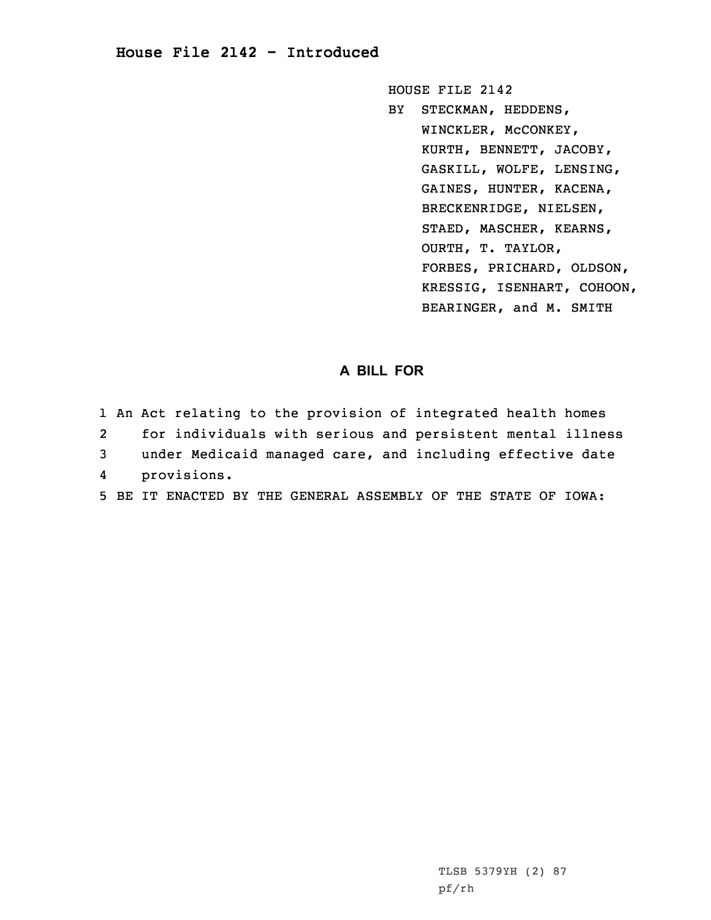# House File 2142 - Introduced

HOUSE FILE 2142
BY STECKMAN, HEDDENS, WINCKLER, McCONKEY, KURTH, BENNETT, JACOBY, GASKILL, WOLFE, LENSING, GAINES, HUNTER, KACENA, BRECKENRIDGE, NIELSEN, STAED, MASCHER, KEARNS, OURTH, T. TAYLOR, FORBES, PRICHARD, OLDSON, KRESSIG, ISENHART, COHOON, BEARINGER, and M. SMITH

## A BILL FOR

1 An Act relating to the provision of integrated health homes
2 for individuals with serious and persistent mental illness
3 under Medicaid managed care, and including effective date
4 provisions.
5 BE IT ENACTED BY THE GENERAL ASSEMBLY OF THE STATE OF IOWA:

TLSB 5379YH (2) 87
pf/rh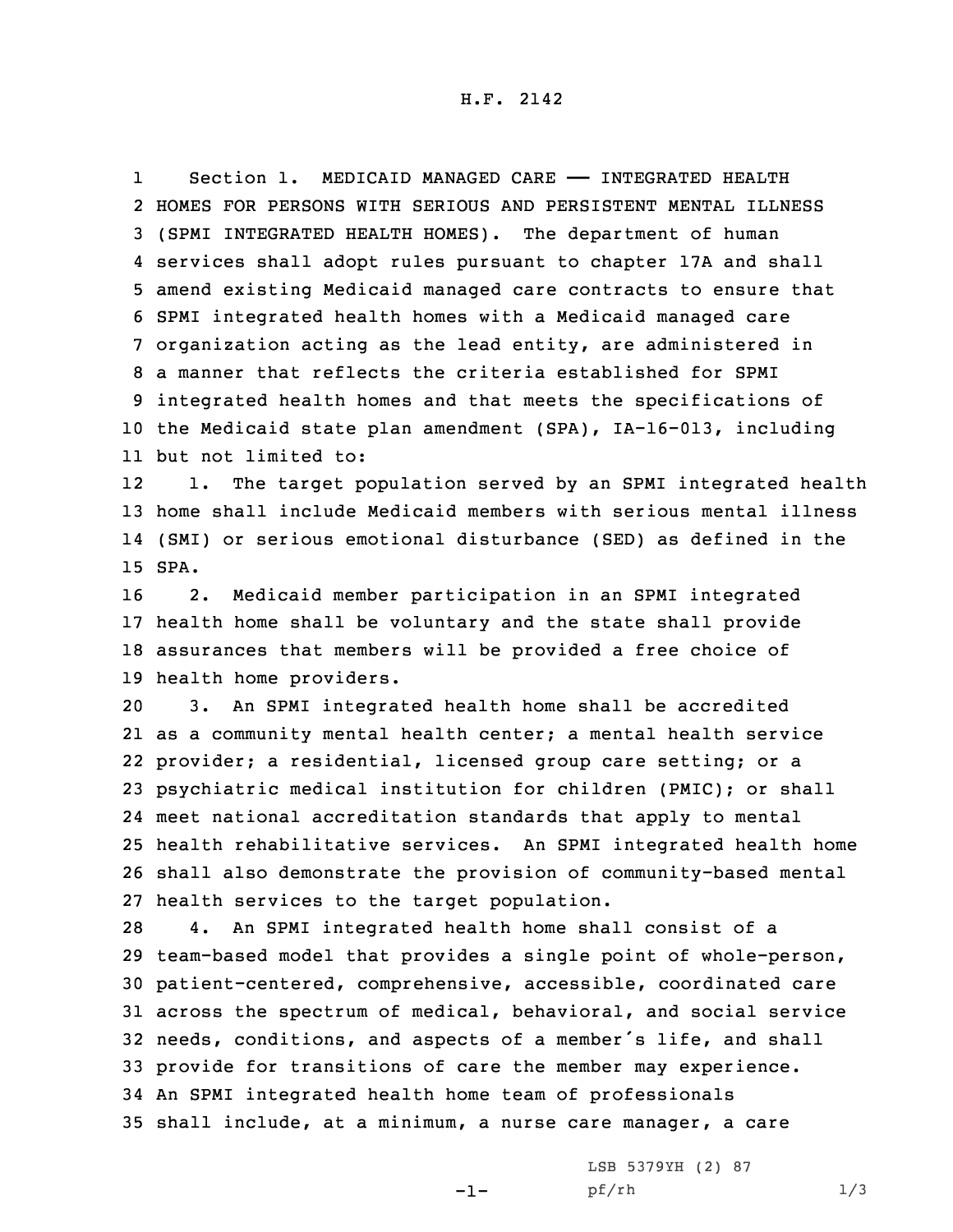Section 1. MEDICAID MANAGED CARE —— INTEGRATED HEALTH HOMES FOR PERSONS WITH SERIOUS AND PERSISTENT MENTAL ILLNESS (SPMI INTEGRATED HEALTH HOMES). The department of human services shall adopt rules pursuant to chapter 17A and shall amend existing Medicaid managed care contracts to ensure that SPMI integrated health homes with a Medicaid managed care organization acting as the lead entity, are administered in a manner that reflects the criteria established for SPMI integrated health homes and that meets the specifications of the Medicaid state plan amendment (SPA), IA-16-013, including but not limited to:

1. The target population served by an SPMI integrated health home shall include Medicaid members with serious mental illness (SMI) or serious emotional disturbance (SED) as defined in the SPA.

2. Medicaid member participation in an SPMI integrated health home shall be voluntary and the state shall provide assurances that members will be provided a free choice of health home providers.

3. An SPMI integrated health home shall be accredited as a community mental health center; a mental health service provider; a residential, licensed group care setting; or a psychiatric medical institution for children (PMIC); or shall meet national accreditation standards that apply to mental health rehabilitative services. An SPMI integrated health home shall also demonstrate the provision of community-based mental health services to the target population.

4. An SPMI integrated health home shall consist of a team-based model that provides a single point of whole-person, patient-centered, comprehensive, accessible, coordinated care across the spectrum of medical, behavioral, and social service needs, conditions, and aspects of a member's life, and shall provide for transitions of care the member may experience. An SPMI integrated health home team of professionals shall include, at a minimum, a nurse care manager, a care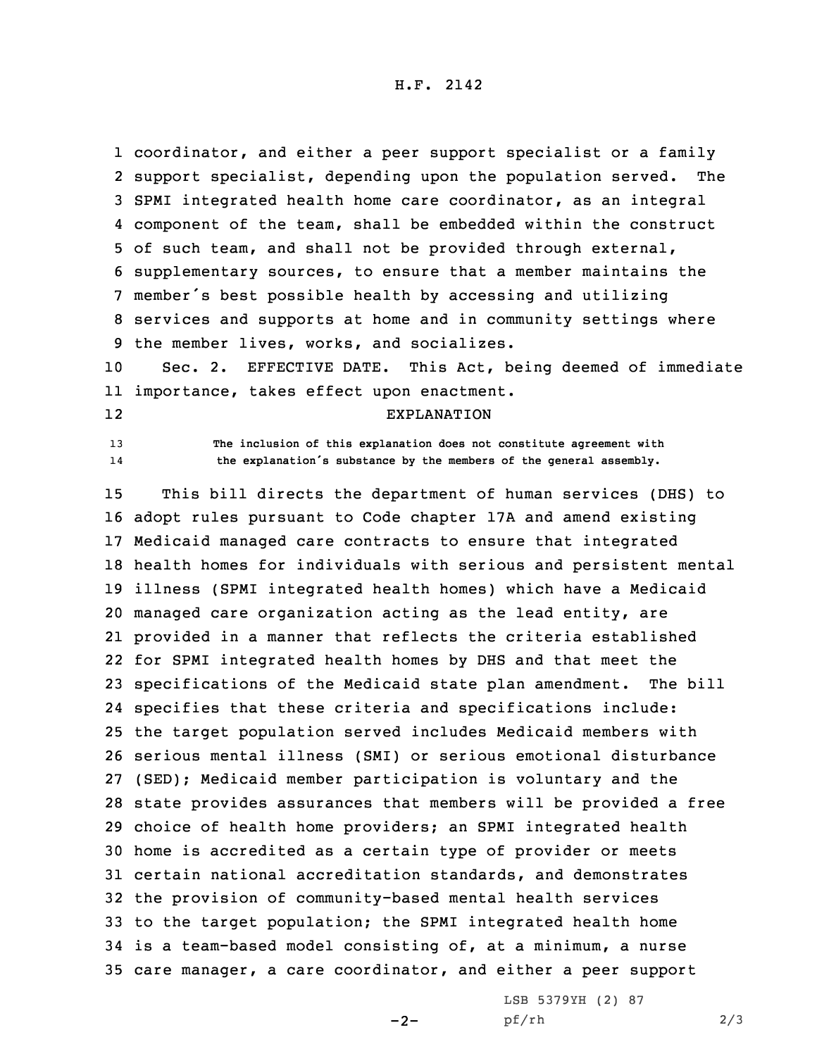coordinator, and either a peer support specialist or a family support specialist, depending upon the population served. The SPMI integrated health home care coordinator, as an integral component of the team, shall be embedded within the construct of such team, and shall not be provided through external, supplementary sources, to ensure that a member maintains the member's best possible health by accessing and utilizing services and supports at home and in community settings where the member lives, works, and socializes.

Sec. 2. EFFECTIVE DATE. This Act, being deemed of immediate importance, takes effect upon enactment.

## EXPLANATION

The inclusion of this explanation does not constitute agreement with the explanation's substance by the members of the general assembly.

This bill directs the department of human services (DHS) to adopt rules pursuant to Code chapter 17A and amend existing Medicaid managed care contracts to ensure that integrated health homes for individuals with serious and persistent mental illness (SPMI integrated health homes) which have a Medicaid managed care organization acting as the lead entity, are provided in a manner that reflects the criteria established for SPMI integrated health homes by DHS and that meet the specifications of the Medicaid state plan amendment. The bill specifies that these criteria and specifications include: the target population served includes Medicaid members with serious mental illness (SMI) or serious emotional disturbance (SED); Medicaid member participation is voluntary and the state provides assurances that members will be provided a free choice of health home providers; an SPMI integrated health home is accredited as a certain type of provider or meets certain national accreditation standards, and demonstrates the provision of community-based mental health services to the target population; the SPMI integrated health home is a team-based model consisting of, at a minimum, a nurse care manager, a care coordinator, and either a peer support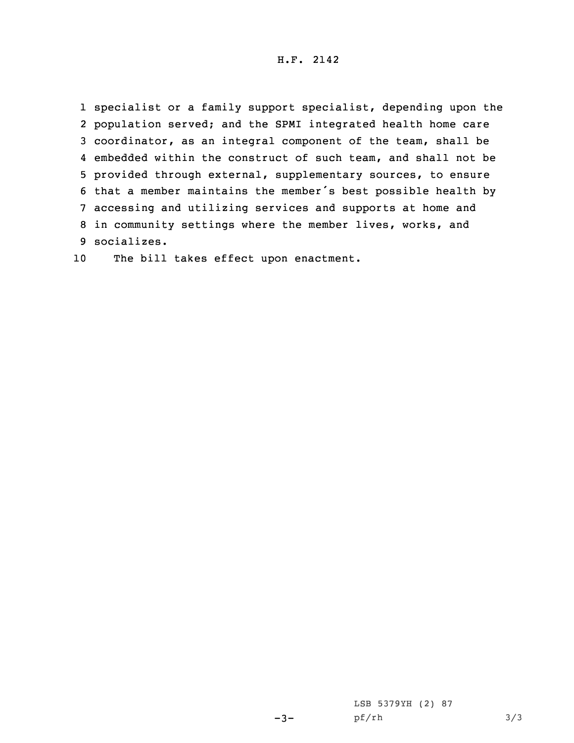specialist or a family support specialist, depending upon the population served; and the SPMI integrated health home care coordinator, as an integral component of the team, shall be embedded within the construct of such team, and shall not be provided through external, supplementary sources, to ensure that a member maintains the member's best possible health by accessing and utilizing services and supports at home and in community settings where the member lives, works, and socializes.

The bill takes effect upon enactment.

LSB 5379YH (2) 87
pf/rh